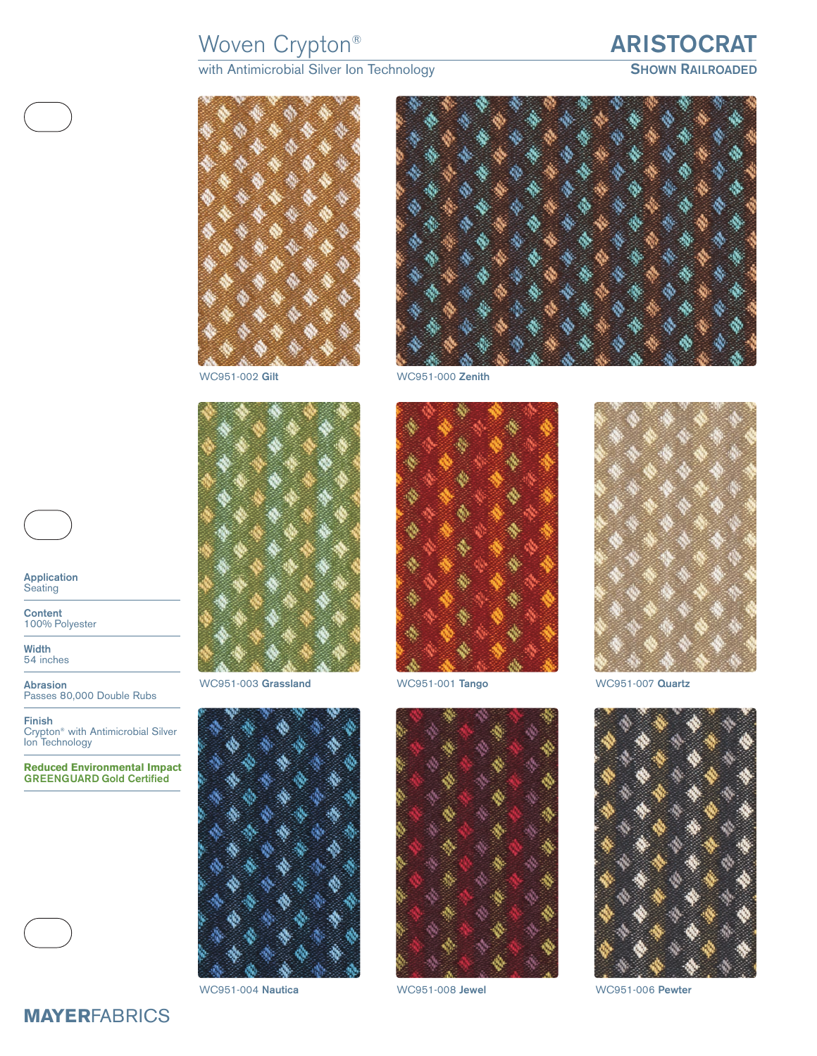# Woven Crypton®

with Antimicrobial Silver Ion Technology

## ARISTOCRAT

**SHOWN RAILROADED**

WC951-002 **Gilt**

WC951-000 **Zenith**

WC951-003 **Grassland**

WC951-001 **Tango**

WC951-007 **Quartz**

WC951-004 **Nautica**

WC951-008 **Jewel**

WC951-006 **Pewter**

**Application**
Seating

**Content**
100% Polyester

**Width**
54 inches

**Abrasion**
Passes 80,000 Double Rubs

**Finish**
Crypton® with Antimicrobial Silver Ion Technology

**Reduced Environmental Impact**
**GREENGUARD Gold Certified**

**MAYER**FABRICS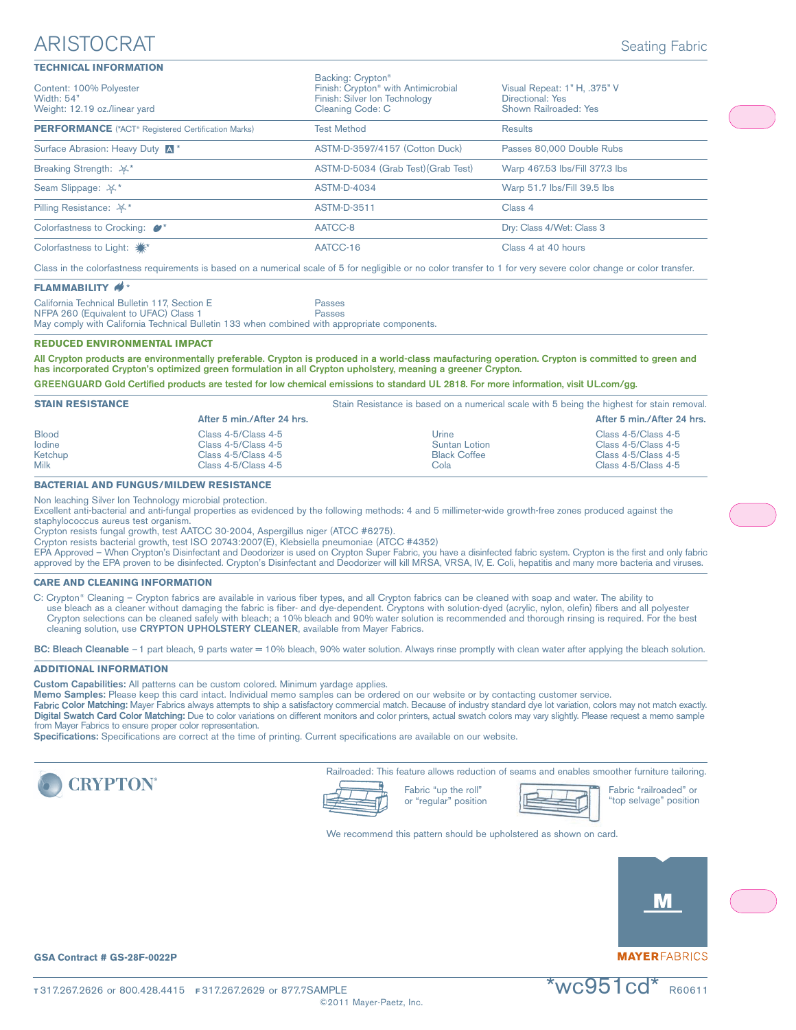# ARISTOCRAT

Seating Fabric

## TECHNICAL INFORMATION

| | | |
|---|---|---|
| Content: 100% Polyester<br>Width: 54"<br>Weight: 12.19 oz./linear yard | Backing: Crypton®<br>Finish: Crypton® with Antimicrobial<br>Finish: Silver Ion Technology<br>Cleaning Code: C | Visual Repeat: 1" H, .375" V<br>Directional: Yes<br>Shown Railroaded: Yes |

| **PERFORMANCE** (*ACT® Registered Certification Marks) | Test Method | Results |
|---|---|---|
| Surface Abrasion: Heavy Duty * | ASTM-D-3597/4157 (Cotton Duck) | Passes 80,000 Double Rubs |
| Breaking Strength: * | ASTM-D-5034 (Grab Test)(Grab Test) | Warp 467.53 lbs/Fill 377.3 lbs |
| Seam Slippage: * | ASTM-D-4034 | Warp 51.7 lbs/Fill 39.5 lbs |
| Pilling Resistance: * | ASTM-D-3511 | Class 4 |
| Colorfastness to Crocking: * | AATCC-8 | Dry: Class 4/Wet: Class 3 |
| Colorfastness to Light: * | AATCC-16 | Class 4 at 40 hours |

Class in the colorfastness requirements is based on a numerical scale of 5 for negligible or no color transfer to 1 for very severe color change or color transfer.

## FLAMMABILITY *

California Technical Bulletin 117, Section E — Passes
NFPA 260 (Equivalent to UFAC) Class 1 — Passes
May comply with California Technical Bulletin 133 when combined with appropriate components.

## REDUCED ENVIRONMENTAL IMPACT

**All Crypton products are environmentally preferable. Crypton is produced in a world-class maufacturing operation. Crypton is committed to green and has incorporated Crypton's optimized green formulation in all Crypton upholstery, meaning a greener Crypton.**

**GREENGUARD Gold Certified products are tested for low chemical emissions to standard UL 2818. For more information, visit UL.com/gg.**

## STAIN RESISTANCE

Stain Resistance is based on a numerical scale with 5 being the highest for stain removal.

| | After 5 min./After 24 hrs. | | After 5 min./After 24 hrs. |
|---|---|---|---|
| Blood | Class 4-5/Class 4-5 | Urine | Class 4-5/Class 4-5 |
| Iodine | Class 4-5/Class 4-5 | Suntan Lotion | Class 4-5/Class 4-5 |
| Ketchup | Class 4-5/Class 4-5 | Black Coffee | Class 4-5/Class 4-5 |
| Milk | Class 4-5/Class 4-5 | Cola | Class 4-5/Class 4-5 |

## BACTERIAL AND FUNGUS/MILDEW RESISTANCE

Non leaching Silver Ion Technology microbial protection.
Excellent anti-bacterial and anti-fungal properties as evidenced by the following methods: 4 and 5 millimeter-wide growth-free zones produced against the staphylococcus aureus test organism.
Crypton resists fungal growth, test AATCC 30-2004, Aspergillus niger (ATCC #6275).
Crypton resists bacterial growth, test ISO 20743:2007(E), Klebsiella pneumoniae (ATCC #4352)
EPA Approved – When Crypton's Disinfectant and Deodorizer is used on Crypton Super Fabric, you have a disinfected fabric system. Crypton is the first and only fabric approved by the EPA proven to be disinfected. Crypton's Disinfectant and Deodorizer will kill MRSA, VRSA, IV, E. Coli, hepatitis and many more bacteria and viruses.

## CARE AND CLEANING INFORMATION

C: Crypton® Cleaning – Crypton fabrics are available in various fiber types, and all Crypton fabrics can be cleaned with soap and water. The ability to use bleach as a cleaner without damaging the fabric is fiber- and dye-dependent. Cryptons with solution-dyed (acrylic, nylon, olefin) fibers and all polyester Crypton selections can be cleaned safely with bleach; a 10% bleach and 90% water solution is recommended and thorough rinsing is required. For the best cleaning solution, use **CRYPTON UPHOLSTERY CLEANER**, available from Mayer Fabrics.

**BC: Bleach Cleanable** – 1 part bleach, 9 parts water = 10% bleach, 90% water solution. Always rinse promptly with clean water after applying the bleach solution.

## ADDITIONAL INFORMATION

**Custom Capabilities:** All patterns can be custom colored. Minimum yardage applies.
**Memo Samples:** Please keep this card intact. Individual memo samples can be ordered on our website or by contacting customer service.
**Fabric Color Matching:** Mayer Fabrics always attempts to ship a satisfactory commercial match. Because of industry standard dye lot variation, colors may not match exactly.
**Digital Swatch Card Color Matching:** Due to color variations on different monitors and color printers, actual swatch colors may vary slightly. Please request a memo sample from Mayer Fabrics to ensure proper color representation.
**Specifications:** Specifications are correct at the time of printing. Current specifications are available on our website.

CRYPTON®

Railroaded: This feature allows reduction of seams and enables smoother furniture tailoring.

Fabric "up the roll" or "regular" position

Fabric "railroaded" or "top selvage" position

We recommend this pattern should be upholstered as shown on card.

M

MAYERFABRICS

**GSA Contract # GS-28F-0022P**

T 317.267.2626 or 800.428.4415 F 317.267.2629 or 877.7SAMPLE

©2011 Mayer-Paetz, Inc.

*wc951cd* R60611